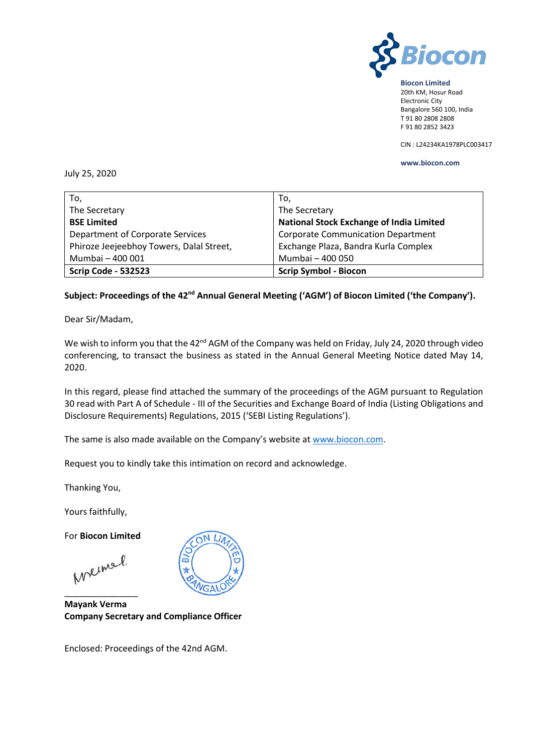**Biocon Limited**
20th KM, Hosur Road
Electronic City
Bangalore 560 100, India
T 91 80 2808 2808
F 91 80 2852 3423

CIN : L24234KA1978PLC003417

**www.biocon.com**

July 25, 2020

| To, | To, |
|---|---|
| The Secretary | The Secretary |
| **BSE Limited** | **National Stock Exchange of India Limited** |
| Department of Corporate Services | Corporate Communication Department |
| Phiroze Jeejeebhoy Towers, Dalal Street, | Exchange Plaza, Bandra Kurla Complex |
| Mumbai – 400 001 | Mumbai – 400 050 |
| **Scrip Code - 532523** | **Scrip Symbol - Biocon** |

**Subject: Proceedings of the 42nd Annual General Meeting ('AGM') of Biocon Limited ('the Company').**

Dear Sir/Madam,

We wish to inform you that the 42nd AGM of the Company was held on Friday, July 24, 2020 through video conferencing, to transact the business as stated in the Annual General Meeting Notice dated May 14, 2020.

In this regard, please find attached the summary of the proceedings of the AGM pursuant to Regulation 30 read with Part A of Schedule - III of the Securities and Exchange Board of India (Listing Obligations and Disclosure Requirements) Regulations, 2015 ('SEBI Listing Regulations').

The same is also made available on the Company's website at www.biocon.com.

Request you to kindly take this intimation on record and acknowledge.

Thanking You,

Yours faithfully,

For **Biocon Limited**

**Mayank Verma**
**Company Secretary and Compliance Officer**

Enclosed: Proceedings of the 42nd AGM.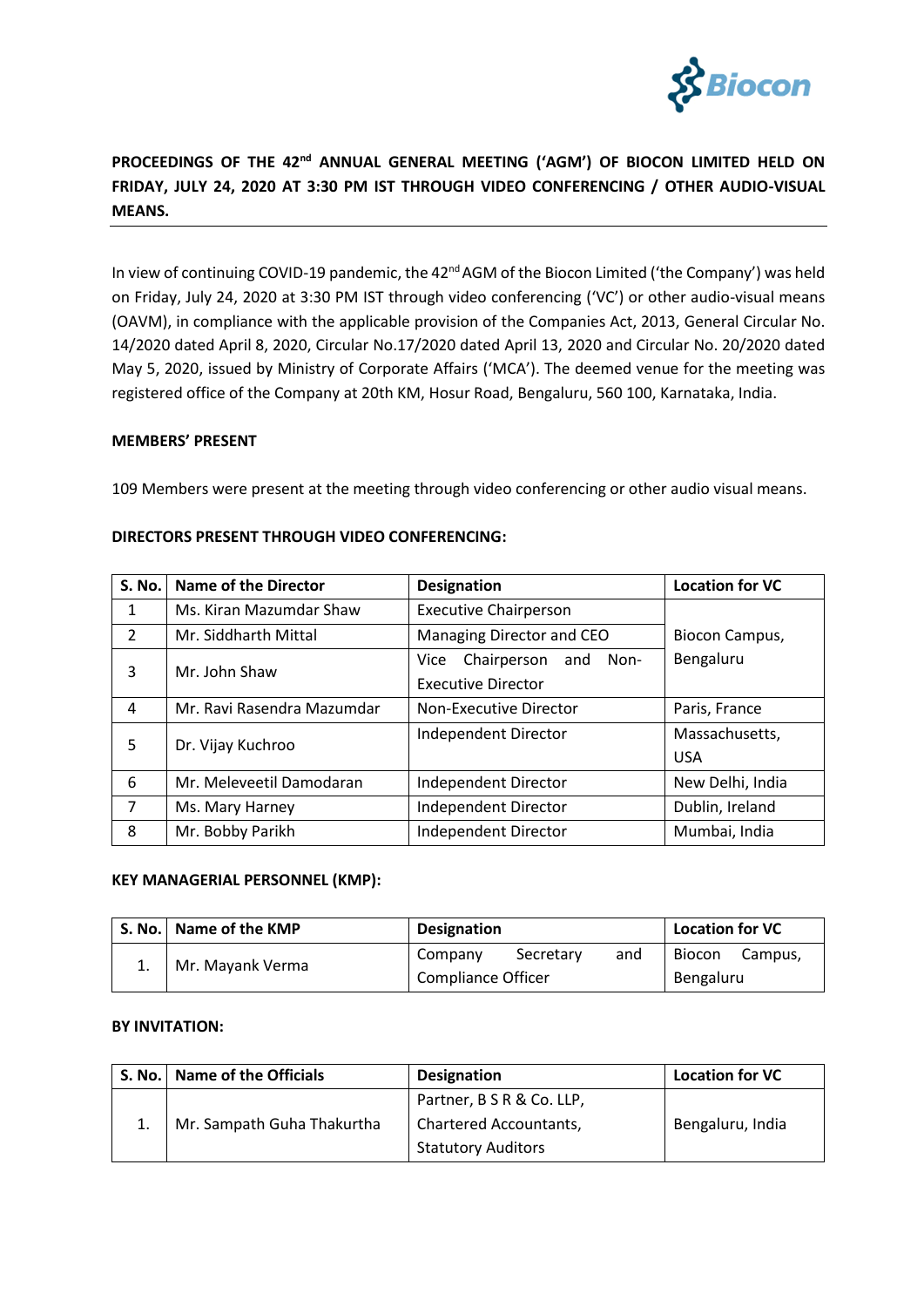**PROCEEDINGS OF THE 42nd ANNUAL GENERAL MEETING ('AGM') OF BIOCON LIMITED HELD ON FRIDAY, JULY 24, 2020 AT 3:30 PM IST THROUGH VIDEO CONFERENCING / OTHER AUDIO-VISUAL MEANS.**

In view of continuing COVID-19 pandemic, the 42nd AGM of the Biocon Limited ('the Company') was held on Friday, July 24, 2020 at 3:30 PM IST through video conferencing ('VC') or other audio-visual means (OAVM), in compliance with the applicable provision of the Companies Act, 2013, General Circular No. 14/2020 dated April 8, 2020, Circular No.17/2020 dated April 13, 2020 and Circular No. 20/2020 dated May 5, 2020, issued by Ministry of Corporate Affairs ('MCA'). The deemed venue for the meeting was registered office of the Company at 20th KM, Hosur Road, Bengaluru, 560 100, Karnataka, India.

**MEMBERS' PRESENT**

109 Members were present at the meeting through video conferencing or other audio visual means.

**DIRECTORS PRESENT THROUGH VIDEO CONFERENCING:**

| S. No. | Name of the Director | Designation | Location for VC |
|---|---|---|---|
| 1 | Ms. Kiran Mazumdar Shaw | Executive Chairperson | Biocon Campus, Bengaluru |
| 2 | Mr. Siddharth Mittal | Managing Director and CEO | |
| 3 | Mr. John Shaw | Vice Chairperson and Non-Executive Director | |
| 4 | Mr. Ravi Rasendra Mazumdar | Non-Executive Director | Paris, France |
| 5 | Dr. Vijay Kuchroo | Independent Director | Massachusetts, USA |
| 6 | Mr. Meleveetil Damodaran | Independent Director | New Delhi, India |
| 7 | Ms. Mary Harney | Independent Director | Dublin, Ireland |
| 8 | Mr. Bobby Parikh | Independent Director | Mumbai, India |

**KEY MANAGERIAL PERSONNEL (KMP):**

| S. No. | Name of the KMP | Designation | Location for VC |
|---|---|---|---|
| 1. | Mr. Mayank Verma | Company Secretary and Compliance Officer | Biocon Campus, Bengaluru |

**BY INVITATION:**

| S. No. | Name of the Officials | Designation | Location for VC |
|---|---|---|---|
| 1. | Mr. Sampath Guha Thakurtha | Partner, B S R & Co. LLP, Chartered Accountants, Statutory Auditors | Bengaluru, India |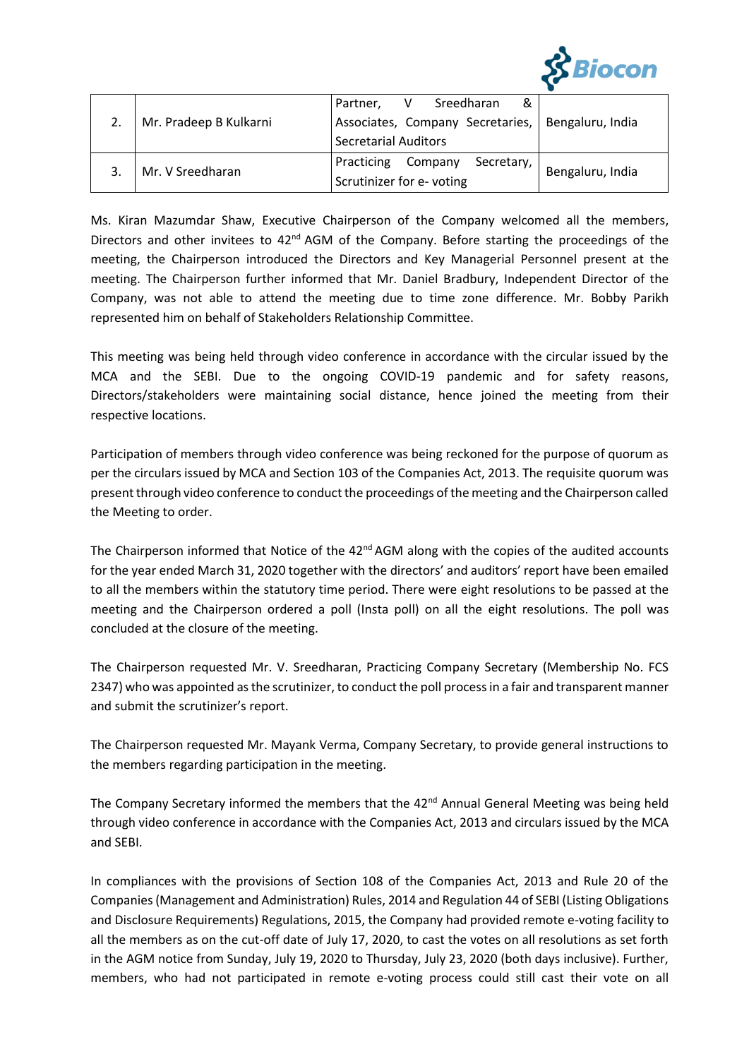| 2. | Mr. Pradeep B Kulkarni | Partner, V Sreedharan & Associates, Company Secretaries, Secretarial Auditors | Bengaluru, India |
|---|---|---|---|
| 3. | Mr. V Sreedharan | Practicing Company Secretary, Scrutinizer for e- voting | Bengaluru, India |

Ms. Kiran Mazumdar Shaw, Executive Chairperson of the Company welcomed all the members, Directors and other invitees to 42nd AGM of the Company. Before starting the proceedings of the meeting, the Chairperson introduced the Directors and Key Managerial Personnel present at the meeting. The Chairperson further informed that Mr. Daniel Bradbury, Independent Director of the Company, was not able to attend the meeting due to time zone difference. Mr. Bobby Parikh represented him on behalf of Stakeholders Relationship Committee.

This meeting was being held through video conference in accordance with the circular issued by the MCA and the SEBI. Due to the ongoing COVID-19 pandemic and for safety reasons, Directors/stakeholders were maintaining social distance, hence joined the meeting from their respective locations.

Participation of members through video conference was being reckoned for the purpose of quorum as per the circulars issued by MCA and Section 103 of the Companies Act, 2013. The requisite quorum was present through video conference to conduct the proceedings of the meeting and the Chairperson called the Meeting to order.

The Chairperson informed that Notice of the 42nd AGM along with the copies of the audited accounts for the year ended March 31, 2020 together with the directors' and auditors' report have been emailed to all the members within the statutory time period. There were eight resolutions to be passed at the meeting and the Chairperson ordered a poll (Insta poll) on all the eight resolutions. The poll was concluded at the closure of the meeting.

The Chairperson requested Mr. V. Sreedharan, Practicing Company Secretary (Membership No. FCS 2347) who was appointed as the scrutinizer, to conduct the poll process in a fair and transparent manner and submit the scrutinizer's report.

The Chairperson requested Mr. Mayank Verma, Company Secretary, to provide general instructions to the members regarding participation in the meeting.

The Company Secretary informed the members that the 42nd Annual General Meeting was being held through video conference in accordance with the Companies Act, 2013 and circulars issued by the MCA and SEBI.

In compliances with the provisions of Section 108 of the Companies Act, 2013 and Rule 20 of the Companies (Management and Administration) Rules, 2014 and Regulation 44 of SEBI (Listing Obligations and Disclosure Requirements) Regulations, 2015, the Company had provided remote e-voting facility to all the members as on the cut-off date of July 17, 2020, to cast the votes on all resolutions as set forth in the AGM notice from Sunday, July 19, 2020 to Thursday, July 23, 2020 (both days inclusive). Further, members, who had not participated in remote e-voting process could still cast their vote on all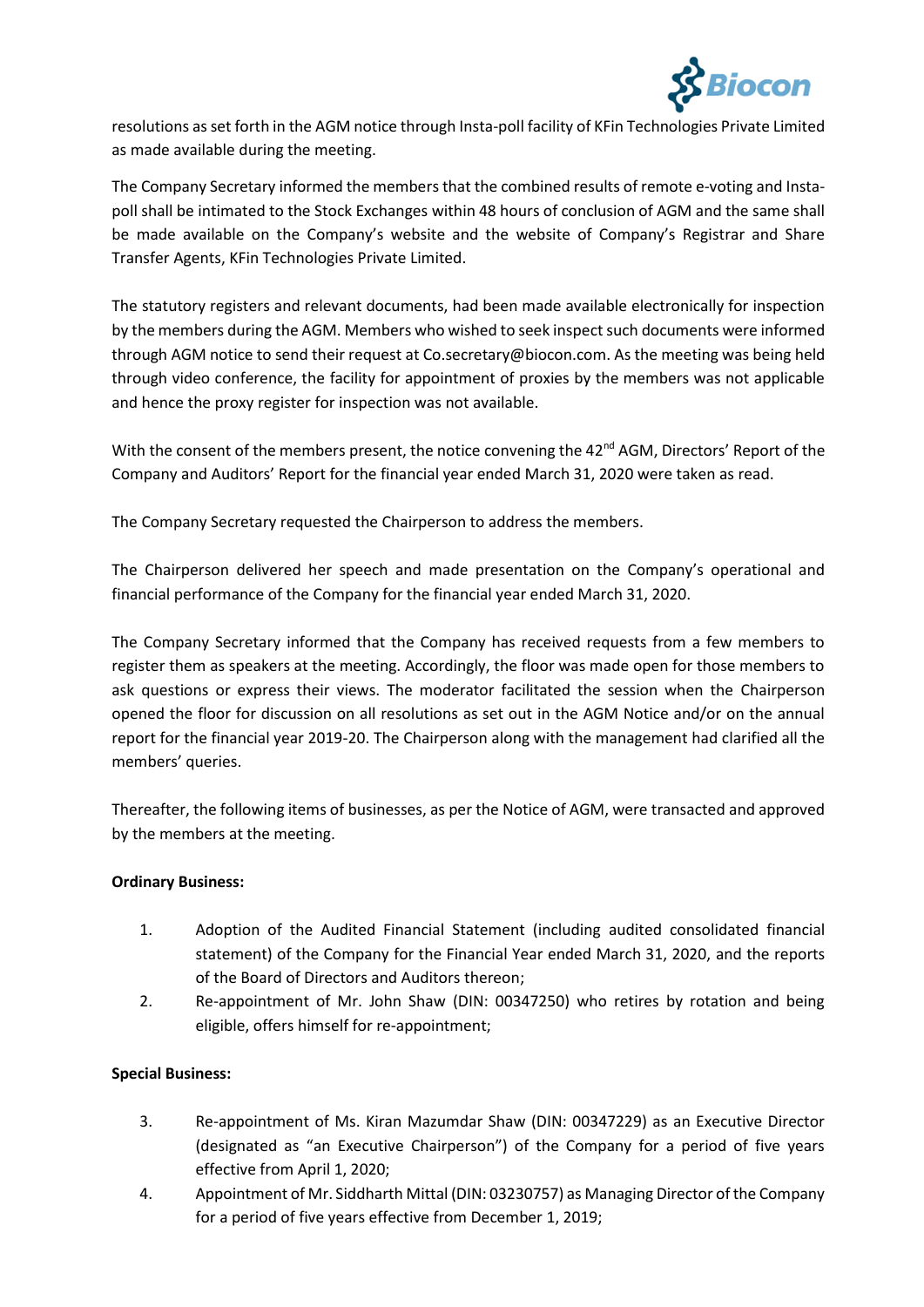resolutions as set forth in the AGM notice through Insta-poll facility of KFin Technologies Private Limited as made available during the meeting.

The Company Secretary informed the members that the combined results of remote e-voting and Insta-poll shall be intimated to the Stock Exchanges within 48 hours of conclusion of AGM and the same shall be made available on the Company's website and the website of Company's Registrar and Share Transfer Agents, KFin Technologies Private Limited.

The statutory registers and relevant documents, had been made available electronically for inspection by the members during the AGM. Members who wished to seek inspect such documents were informed through AGM notice to send their request at Co.secretary@biocon.com. As the meeting was being held through video conference, the facility for appointment of proxies by the members was not applicable and hence the proxy register for inspection was not available.

With the consent of the members present, the notice convening the 42nd AGM, Directors' Report of the Company and Auditors' Report for the financial year ended March 31, 2020 were taken as read.

The Company Secretary requested the Chairperson to address the members.

The Chairperson delivered her speech and made presentation on the Company's operational and financial performance of the Company for the financial year ended March 31, 2020.

The Company Secretary informed that the Company has received requests from a few members to register them as speakers at the meeting. Accordingly, the floor was made open for those members to ask questions or express their views. The moderator facilitated the session when the Chairperson opened the floor for discussion on all resolutions as set out in the AGM Notice and/or on the annual report for the financial year 2019-20. The Chairperson along with the management had clarified all the members' queries.

Thereafter, the following items of businesses, as per the Notice of AGM, were transacted and approved by the members at the meeting.

**Ordinary Business:**

1. Adoption of the Audited Financial Statement (including audited consolidated financial statement) of the Company for the Financial Year ended March 31, 2020, and the reports of the Board of Directors and Auditors thereon;
2. Re-appointment of Mr. John Shaw (DIN: 00347250) who retires by rotation and being eligible, offers himself for re-appointment;

**Special Business:**

3. Re-appointment of Ms. Kiran Mazumdar Shaw (DIN: 00347229) as an Executive Director (designated as "an Executive Chairperson") of the Company for a period of five years effective from April 1, 2020;
4. Appointment of Mr. Siddharth Mittal (DIN: 03230757) as Managing Director of the Company for a period of five years effective from December 1, 2019;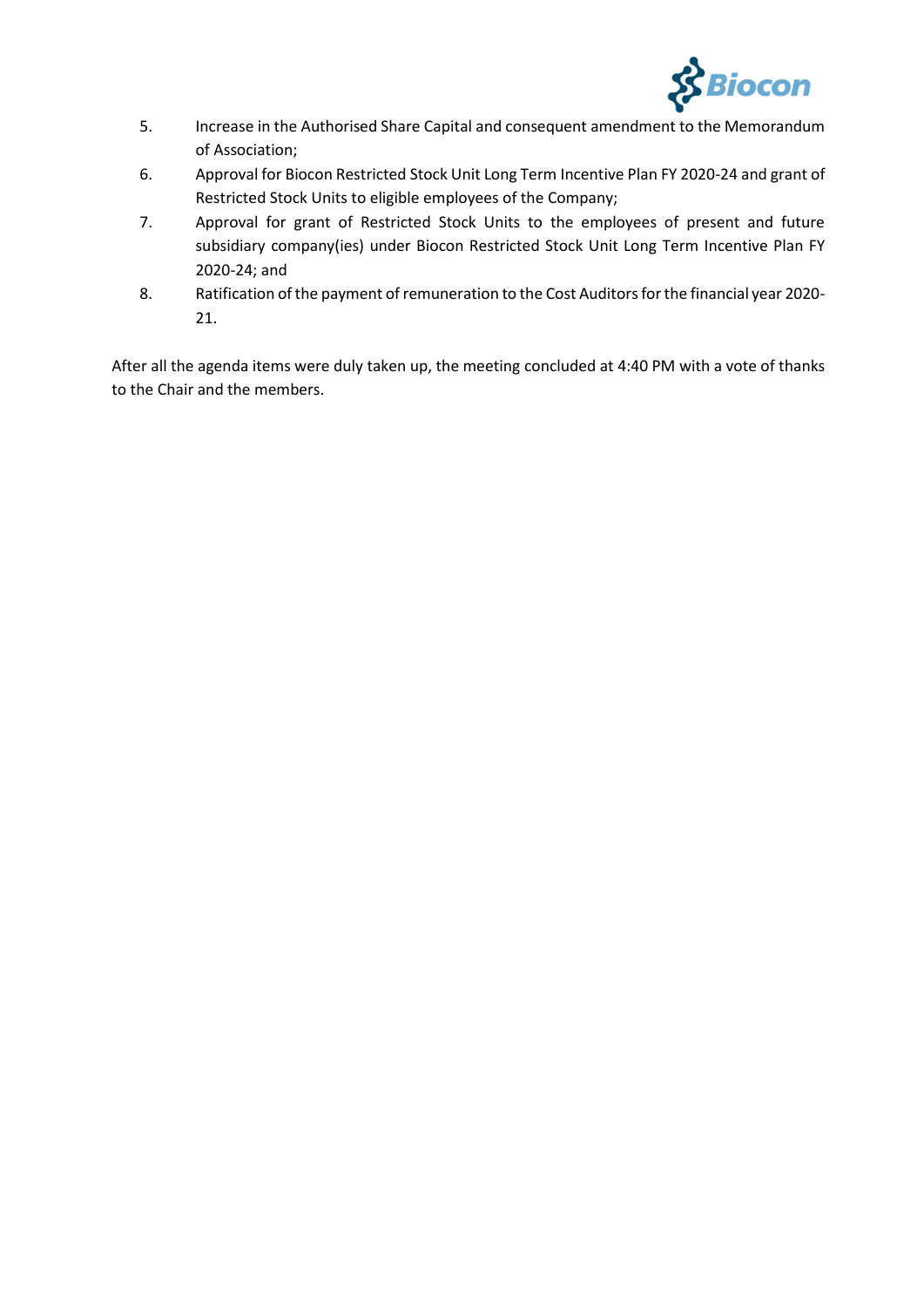5. Increase in the Authorised Share Capital and consequent amendment to the Memorandum of Association;
6. Approval for Biocon Restricted Stock Unit Long Term Incentive Plan FY 2020-24 and grant of Restricted Stock Units to eligible employees of the Company;
7. Approval for grant of Restricted Stock Units to the employees of present and future subsidiary company(ies) under Biocon Restricted Stock Unit Long Term Incentive Plan FY 2020-24; and
8. Ratification of the payment of remuneration to the Cost Auditors for the financial year 2020-21.

After all the agenda items were duly taken up, the meeting concluded at 4:40 PM with a vote of thanks to the Chair and the members.